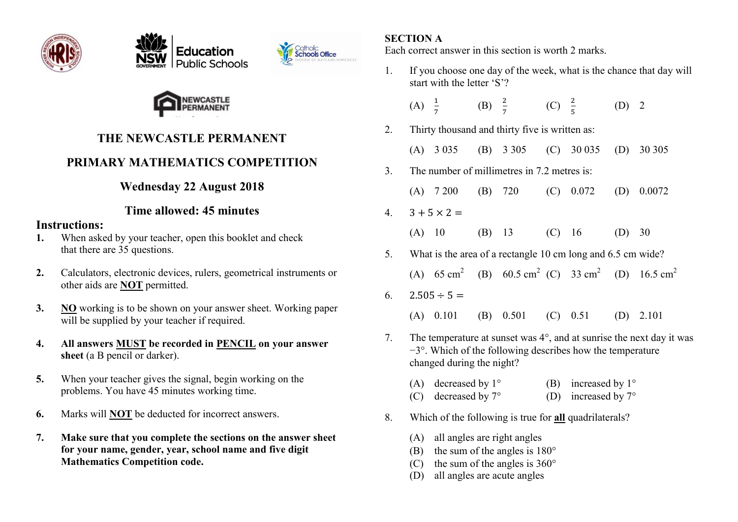# THE NEWCASTLE PERMANENT

# PRIMARY MATHEMATICS COMPETITION

## Wednesday 22 August 2018

## Time allowed: 45 minutes

### Instructions:

1. When asked by your teacher, open this booklet and check that there are 35 questions.

2. Calculators, electronic devices, rulers, geometrical instruments or other aids are **NOT** permitted.

3. **NO** working is to be shown on your answer sheet. Working paper will be supplied by your teacher if required.

4. **All answers MUST be recorded in PENCIL on your answer sheet** (a B pencil or darker).

5. When your teacher gives the signal, begin working on the problems. You have 45 minutes working time.

6. Marks will **NOT** be deducted for incorrect answers.

7. **Make sure that you complete the sections on the answer sheet for your name, gender, year, school name and five digit Mathematics Competition code.**

**SECTION A**

Each correct answer in this section is worth 2 marks.

1. If you choose one day of the week, what is the chance that day will start with the letter 'S'?

   (A) $\frac{1}{7}$ (B) $\frac{2}{7}$ (C) $\frac{2}{5}$ (D) 2

2. Thirty thousand and thirty five is written as:

   (A) 3 035 (B) 3 305 (C) 30 035 (D) 30 305

3. The number of millimetres in 7.2 metres is:

   (A) 7 200 (B) 720 (C) 0.072 (D) 0.0072

4. $3 + 5 \times 2 =$

   (A) 10 (B) 13 (C) 16 (D) 30

5. What is the area of a rectangle 10 cm long and 6.5 cm wide?

   (A) 65 $\text{cm}^2$ (B) 60.5 $\text{cm}^2$ (C) 33 $\text{cm}^2$ (D) 16.5 $\text{cm}^2$

6. $2.505 \div 5 =$

   (A) 0.101 (B) 0.501 (C) 0.51 (D) 2.101

7. The temperature at sunset was 4°, and at sunrise the next day it was −3°. Which of the following describes how the temperature changed during the night?

   (A) decreased by 1° (B) increased by 1°
   (C) decreased by 7° (D) increased by 7°

8. Which of the following is true for **all** quadrilaterals?

   (A) all angles are right angles
   (B) the sum of the angles is 180°
   (C) the sum of the angles is 360°
   (D) all angles are acute angles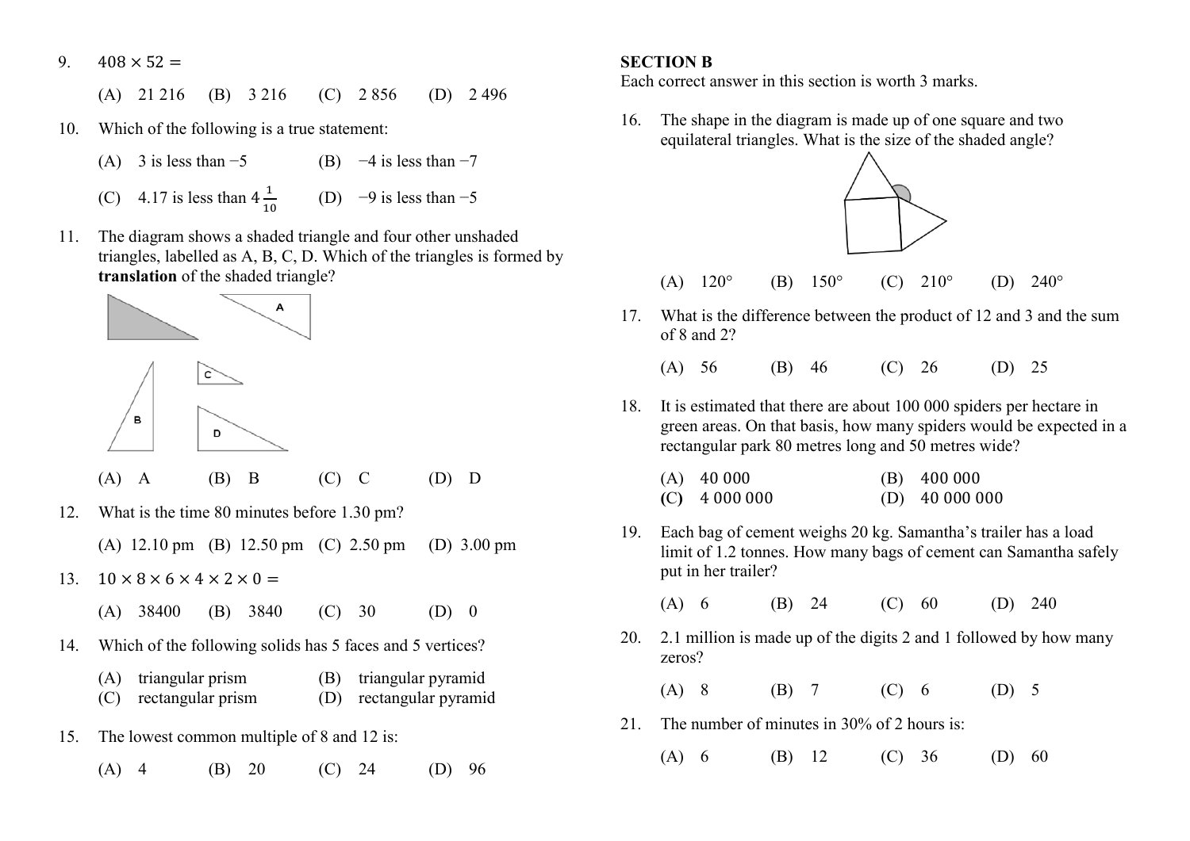9. $408 \times 52 =$

(A) 21 216 (B) 3 216 (C) 2 856 (D) 2 496

10. Which of the following is a true statement:

(A) 3 is less than −5 (B) −4 is less than −7

(C) 4.17 is less than $4\frac{1}{10}$ (D) −9 is less than −5

11. The diagram shows a shaded triangle and four other unshaded triangles, labelled as A, B, C, D. Which of the triangles is formed by **translation** of the shaded triangle?

(A) A (B) B (C) C (D) D

12. What is the time 80 minutes before 1.30 pm?

(A) 12.10 pm (B) 12.50 pm (C) 2.50 pm (D) 3.00 pm

13. $10 \times 8 \times 6 \times 4 \times 2 \times 0 =$

(A) 38400 (B) 3840 (C) 30 (D) 0

14. Which of the following solids has 5 faces and 5 vertices?

(A) triangular prism (B) triangular pyramid
(C) rectangular prism (D) rectangular pyramid

15. The lowest common multiple of 8 and 12 is:

(A) 4 (B) 20 (C) 24 (D) 96

## SECTION B

Each correct answer in this section is worth 3 marks.

16. The shape in the diagram is made up of one square and two equilateral triangles. What is the size of the shaded angle?

(A) 120° (B) 150° (C) 210° (D) 240°

17. What is the difference between the product of 12 and 3 and the sum of 8 and 2?

(A) 56 (B) 46 (C) 26 (D) 25

18. It is estimated that there are about 100 000 spiders per hectare in green areas. On that basis, how many spiders would be expected in a rectangular park 80 metres long and 50 metres wide?

(A) 40 000 (B) 400 000
(C) 4 000 000 (D) 40 000 000

19. Each bag of cement weighs 20 kg. Samantha's trailer has a load limit of 1.2 tonnes. How many bags of cement can Samantha safely put in her trailer?

(A) 6 (B) 24 (C) 60 (D) 240

20. 2.1 million is made up of the digits 2 and 1 followed by how many zeros?

(A) 8 (B) 7 (C) 6 (D) 5

21. The number of minutes in 30% of 2 hours is:

(A) 6 (B) 12 (C) 36 (D) 60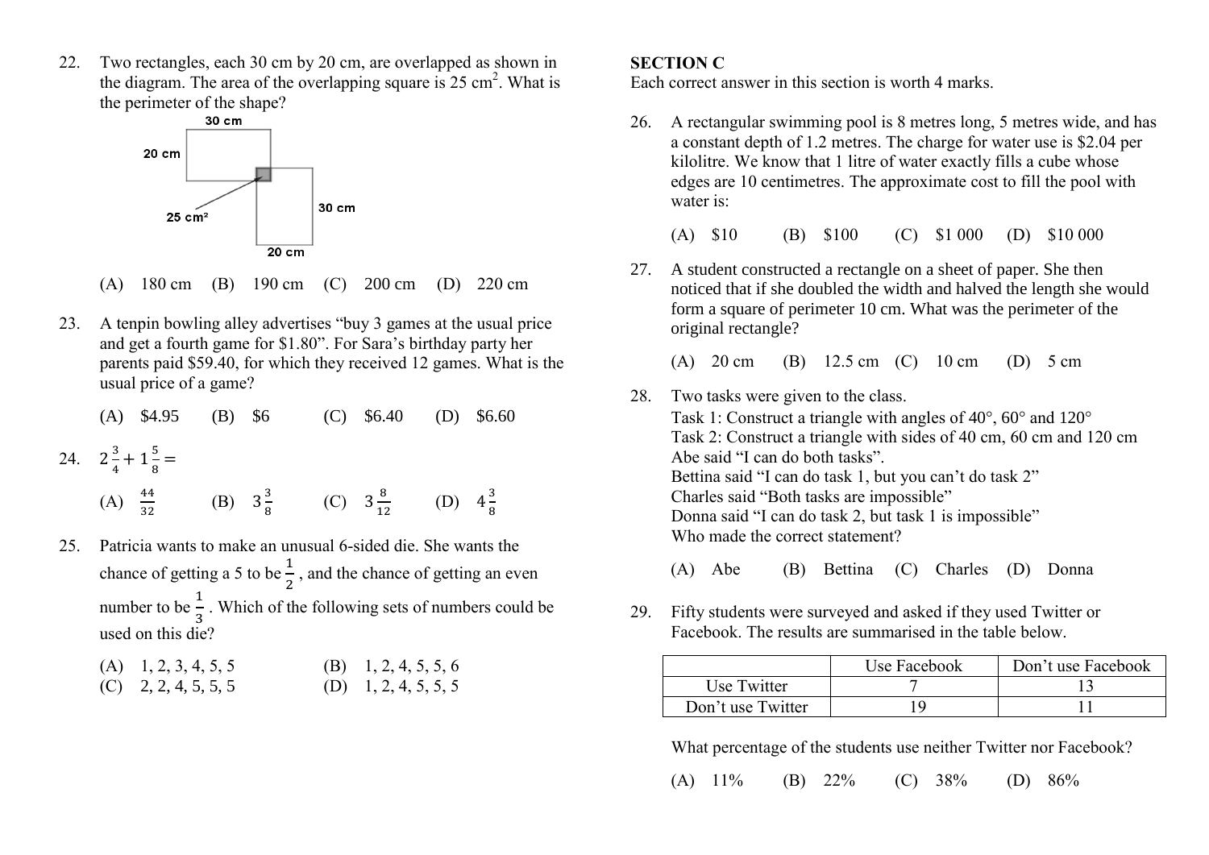22. Two rectangles, each 30 cm by 20 cm, are overlapped as shown in the diagram. The area of the overlapping square is 25 cm$^2$. What is the perimeter of the shape?

    (A) 180 cm (B) 190 cm (C) 200 cm (D) 220 cm

23. A tenpin bowling alley advertises "buy 3 games at the usual price and get a fourth game for \$1.80". For Sara's birthday party her parents paid \$59.40, for which they received 12 games. What is the usual price of a game?

    (A) \$4.95 (B) \$6 (C) \$6.40 (D) \$6.60

24. $2\frac{3}{4} + 1\frac{5}{8} =$

    (A) $\frac{44}{32}$ (B) $3\frac{3}{8}$ (C) $3\frac{8}{12}$ (D) $4\frac{3}{8}$

25. Patricia wants to make an unusual 6-sided die. She wants the chance of getting a 5 to be $\frac{1}{2}$, and the chance of getting an even number to be $\frac{1}{3}$. Which of the following sets of numbers could be used on this die?

    (A) 1, 2, 3, 4, 5, 5
    (B) 1, 2, 4, 5, 5, 6
    (C) 2, 2, 4, 5, 5, 5
    (D) 1, 2, 4, 5, 5, 5

**SECTION C**

Each correct answer in this section is worth 4 marks.

26. A rectangular swimming pool is 8 metres long, 5 metres wide, and has a constant depth of 1.2 metres. The charge for water use is \$2.04 per kilolitre. We know that 1 litre of water exactly fills a cube whose edges are 10 centimetres. The approximate cost to fill the pool with water is:

    (A) \$10 (B) \$100 (C) \$1 000 (D) \$10 000

27. A student constructed a rectangle on a sheet of paper. She then noticed that if she doubled the width and halved the length she would form a square of perimeter 10 cm. What was the perimeter of the original rectangle?

    (A) 20 cm (B) 12.5 cm (C) 10 cm (D) 5 cm

28. Two tasks were given to the class.
    Task 1: Construct a triangle with angles of 40°, 60° and 120°
    Task 2: Construct a triangle with sides of 40 cm, 60 cm and 120 cm
    Abe said "I can do both tasks".
    Bettina said "I can do task 1, but you can't do task 2"
    Charles said "Both tasks are impossible"
    Donna said "I can do task 2, but task 1 is impossible"
    Who made the correct statement?

    (A) Abe (B) Bettina (C) Charles (D) Donna

29. Fifty students were surveyed and asked if they used Twitter or Facebook. The results are summarised in the table below.

| | Use Facebook | Don't use Facebook |
|---|---|---|
| Use Twitter | 7 | 13 |
| Don't use Twitter | 19 | 11 |

    What percentage of the students use neither Twitter nor Facebook?

    (A) 11% (B) 22% (C) 38% (D) 86%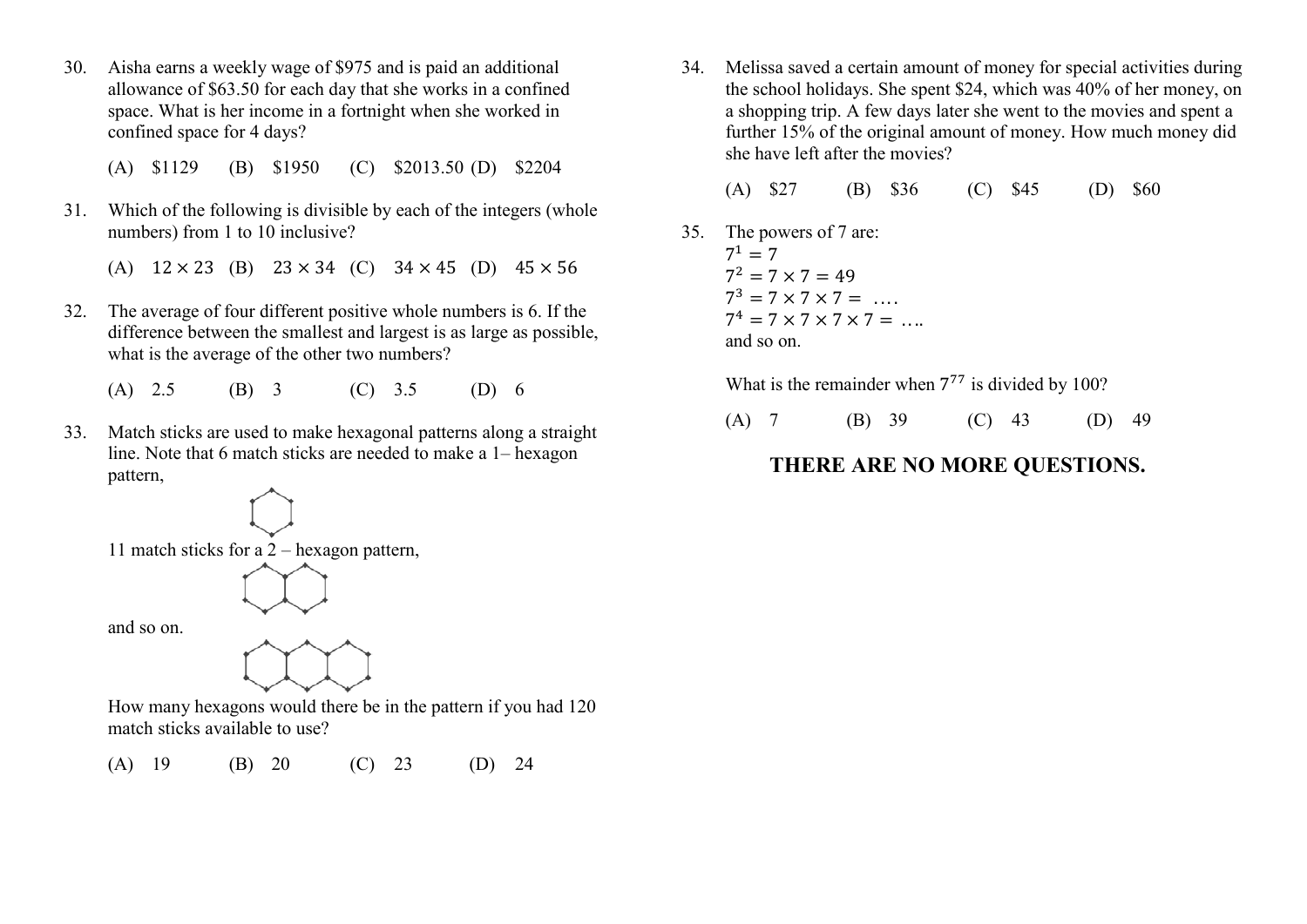30. Aisha earns a weekly wage of \$975 and is paid an additional allowance of \$63.50 for each day that she works in a confined space. What is her income in a fortnight when she worked in confined space for 4 days?

    (A) \$1129 (B) \$1950 (C) \$2013.50 (D) \$2204

31. Which of the following is divisible by each of the integers (whole numbers) from 1 to 10 inclusive?

    (A) $12 \times 23$ (B) $23 \times 34$ (C) $34 \times 45$ (D) $45 \times 56$

32. The average of four different positive whole numbers is 6. If the difference between the smallest and largest is as large as possible, what is the average of the other two numbers?

    (A) 2.5 (B) 3 (C) 3.5 (D) 6

33. Match sticks are used to make hexagonal patterns along a straight line. Note that 6 match sticks are needed to make a 1– hexagon pattern,

    11 match sticks for a 2 – hexagon pattern,

    and so on.

    How many hexagons would there be in the pattern if you had 120 match sticks available to use?

    (A) 19 (B) 20 (C) 23 (D) 24

34. Melissa saved a certain amount of money for special activities during the school holidays. She spent \$24, which was 40% of her money, on a shopping trip. A few days later she went to the movies and spent a further 15% of the original amount of money. How much money did she have left after the movies?

    (A) \$27 (B) \$36 (C) \$45 (D) \$60

35. The powers of 7 are:

    $7^1 = 7$

    $7^2 = 7 \times 7 = 49$

    $7^3 = 7 \times 7 \times 7 = \ ....$

    $7^4 = 7 \times 7 \times 7 \times 7 = \ ....$

    and so on.

    What is the remainder when $7^{77}$ is divided by 100?

    (A) 7 (B) 39 (C) 43 (D) 49

**THERE ARE NO MORE QUESTIONS.**